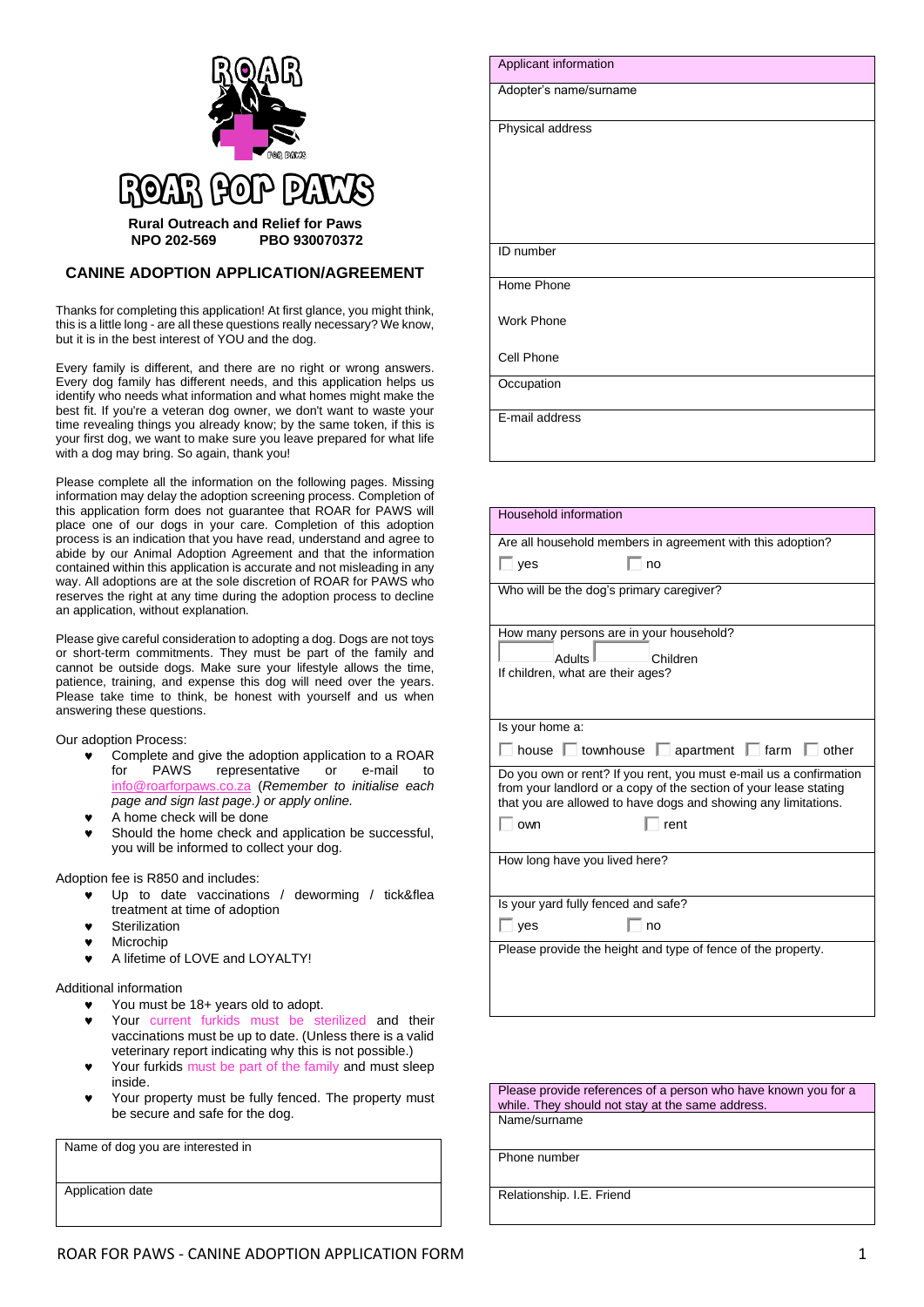# ROAR FOR PAWS

**Rural Outreach and Relief for Paws**
**NPO 202-569 PBO 930070372**

## CANINE ADOPTION APPLICATION/AGREEMENT

Thanks for completing this application! At first glance, you might think, this is a little long - are all these questions really necessary? We know, but it is in the best interest of YOU and the dog.

Every family is different, and there are no right or wrong answers. Every dog family has different needs, and this application helps us identify who needs what information and what homes might make the best fit. If you're a veteran dog owner, we don't want to waste your time revealing things you already know; by the same token, if this is your first dog, we want to make sure you leave prepared for what life with a dog may bring. So again, thank you!

Please complete all the information on the following pages. Missing information may delay the adoption screening process. Completion of this application form does not guarantee that ROAR for PAWS will place one of our dogs in your care. Completion of this adoption process is an indication that you have read, understand and agree to abide by our Animal Adoption Agreement and that the information contained within this application is accurate and not misleading in any way. All adoptions are at the sole discretion of ROAR for PAWS who reserves the right at any time during the adoption process to decline an application, without explanation.

Please give careful consideration to adopting a dog. Dogs are not toys or short-term commitments. They must be part of the family and cannot be outside dogs. Make sure your lifestyle allows the time, patience, training, and expense this dog will need over the years. Please take time to think, be honest with yourself and us when answering these questions.

Our adoption Process:

- Complete and give the adoption application to a ROAR for PAWS representative or e-mail to info@roarforpaws.co.za (*Remember to initialise each page and sign last page.) or apply online.*
- A home check will be done
- Should the home check and application be successful, you will be informed to collect your dog.

Adoption fee is R850 and includes:

- Up to date vaccinations / deworming / tick&flea treatment at time of adoption
- Sterilization
- Microchip
- A lifetime of LOVE and LOYALTY!

Additional information

- You must be 18+ years old to adopt.
- Your current furkids must be sterilized and their vaccinations must be up to date. (Unless there is a valid veterinary report indicating why this is not possible.)
- Your furkids must be part of the family and must sleep inside.
- Your property must be fully fenced. The property must be secure and safe for the dog.

| Name of dog you are interested in |
|---|
| Application date |

| Applicant information |
|---|
| Adopter's name/surname |
| Physical address |
| ID number |
| Home Phone<br><br>Work Phone<br><br>Cell Phone |
| Occupation |
| E-mail address |

| Household information |
|---|
| Are all household members in agreement with this adoption?<br>☐ yes ☐ no |
| Who will be the dog's primary caregiver? |
| How many persons are in your household?<br>☐ Adults ☐ Children<br>If children, what are their ages? |
| Is your home a:<br>☐ house ☐ townhouse ☐ apartment ☐ farm ☐ other |
| Do you own or rent? If you rent, you must e-mail us a confirmation from your landlord or a copy of the section of your lease stating that you are allowed to have dogs and showing any limitations.<br>☐ own ☐ rent |
| How long have you lived here? |
| Is your yard fully fenced and safe?<br>☐ yes ☐ no |
| Please provide the height and type of fence of the property. |

| Please provide references of a person who have known you for a while. They should not stay at the same address. |
|---|
| Name/surname |
| Phone number |
| Relationship. I.E. Friend |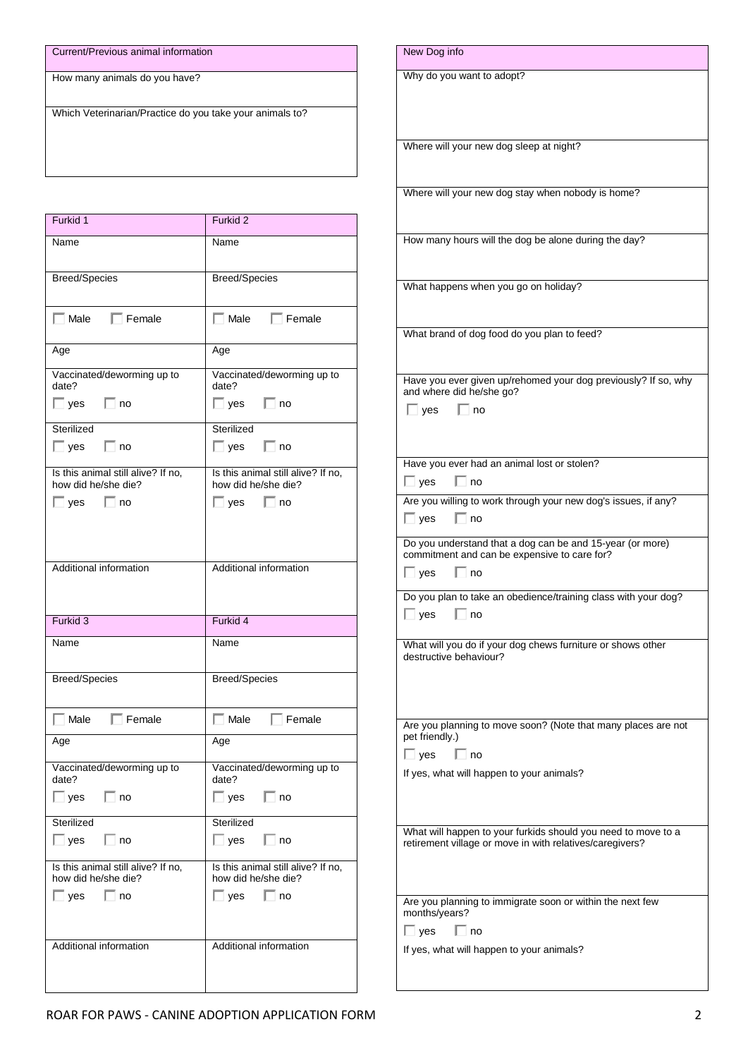| Current/Previous animal information |
| --- |
| How many animals do you have? |
| Which Veterinarian/Practice do you take your animals to? |

| Furkid 1 | Furkid 2 |
| --- | --- |
| Name | Name |
| Breed/Species | Breed/Species |
| ☐ Male ☐ Female | ☐ Male ☐ Female |
| Age | Age |
| Vaccinated/deworming up to date? ☐ yes ☐ no | Vaccinated/deworming up to date? ☐ yes ☐ no |
| Sterilized ☐ yes ☐ no | Sterilized ☐ yes ☐ no |
| Is this animal still alive? If no, how did he/she die? ☐ yes ☐ no | Is this animal still alive? If no, how did he/she die? ☐ yes ☐ no |
| Additional information | Additional information |

| Furkid 3 | Furkid 4 |
| --- | --- |
| Name | Name |
| Breed/Species | Breed/Species |
| ☐ Male ☐ Female | ☐ Male ☐ Female |
| Age | Age |
| Vaccinated/deworming up to date? ☐ yes ☐ no | Vaccinated/deworming up to date? ☐ yes ☐ no |
| Sterilized ☐ yes ☐ no | Sterilized ☐ yes ☐ no |
| Is this animal still alive? If no, how did he/she die? ☐ yes ☐ no | Is this animal still alive? If no, how did he/she die? ☐ yes ☐ no |
| Additional information | Additional information |

| New Dog info |
| --- |
| Why do you want to adopt? |
| Where will your new dog sleep at night? |
| Where will your new dog stay when nobody is home? |
| How many hours will the dog be alone during the day? |
| What happens when you go on holiday? |
| What brand of dog food do you plan to feed? |
| Have you ever given up/rehomed your dog previously? If so, why and where did he/she go? ☐ yes ☐ no |
| Have you ever had an animal lost or stolen? ☐ yes ☐ no |
| Are you willing to work through your new dog's issues, if any? ☐ yes ☐ no |
| Do you understand that a dog can be and 15-year (or more) commitment and can be expensive to care for? ☐ yes ☐ no |
| Do you plan to take an obedience/training class with your dog? ☐ yes ☐ no |
| What will you do if your dog chews furniture or shows other destructive behaviour? |
| Are you planning to move soon? (Note that many places are not pet friendly.) ☐ yes ☐ no<br>If yes, what will happen to your animals? |
| What will happen to your furkids should you need to move to a retirement village or move in with relatives/caregivers? |
| Are you planning to immigrate soon or within the next few months/years? ☐ yes ☐ no<br>If yes, what will happen to your animals? |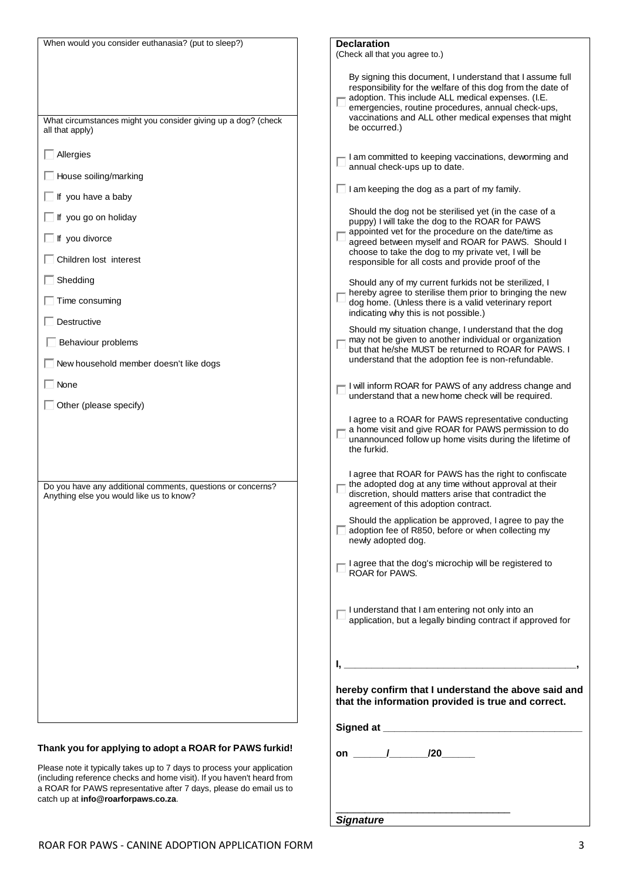When would you consider euthanasia? (put to sleep?)

What circumstances might you consider giving up a dog? (check all that apply)

- ☐ Allergies
- ☐ House soiling/marking
- ☐ If you have a baby
- ☐ If you go on holiday
- ☐ If you divorce
- ☐ Children lost interest
- ☐ Shedding
- ☐ Time consuming
- ☐ Destructive
- ☐ Behaviour problems
- ☐ New household member doesn't like dogs
- ☐ None
- ☐ Other (please specify)

Do you have any additional comments, questions or concerns? Anything else you would like us to know?

**Thank you for applying to adopt a ROAR for PAWS furkid!**

Please note it typically takes up to 7 days to process your application (including reference checks and home visit). If you haven't heard from a ROAR for PAWS representative after 7 days, please do email us to catch up at **info@roarforpaws.co.za**.

**Declaration**
(Check all that you agree to.)

- ☐ By signing this document, I understand that I assume full responsibility for the welfare of this dog from the date of adoption. This include ALL medical expenses. (I.E. emergencies, routine procedures, annual check-ups, vaccinations and ALL other medical expenses that might be occurred.)
- ☐ I am committed to keeping vaccinations, deworming and annual check-ups up to date.
- ☐ I am keeping the dog as a part of my family.
- ☐ Should the dog not be sterilised yet (in the case of a puppy) I will take the dog to the ROAR for PAWS appointed vet for the procedure on the date/time as agreed between myself and ROAR for PAWS. Should I choose to take the dog to my private vet, I will be responsible for all costs and provide proof of the
- ☐ Should any of my current furkids not be sterilized, I hereby agree to sterilise them prior to bringing the new dog home. (Unless there is a valid veterinary report indicating why this is not possible.)
- ☐ Should my situation change, I understand that the dog may not be given to another individual or organization but that he/she MUST be returned to ROAR for PAWS. I understand that the adoption fee is non-refundable.
- ☐ I will inform ROAR for PAWS of any address change and understand that a new home check will be required.
- ☐ I agree to a ROAR for PAWS representative conducting a home visit and give ROAR for PAWS permission to do unannounced follow up home visits during the lifetime of the furkid.
- ☐ I agree that ROAR for PAWS has the right to confiscate the adopted dog at any time without approval at their discretion, should matters arise that contradict the agreement of this adoption contract.
- ☐ Should the application be approved, I agree to pay the adoption fee of R850, before or when collecting my newly adopted dog.
- ☐ I agree that the dog's microchip will be registered to ROAR for PAWS.
- ☐ I understand that I am entering not only into an application, but a legally binding contract if approved for

**I, ___________________________________________,**

**hereby confirm that I understand the above said and that the information provided is true and correct.**

**Signed at ___________________________________**

**on ______/_______/20______**

_________________________________
***Signature***